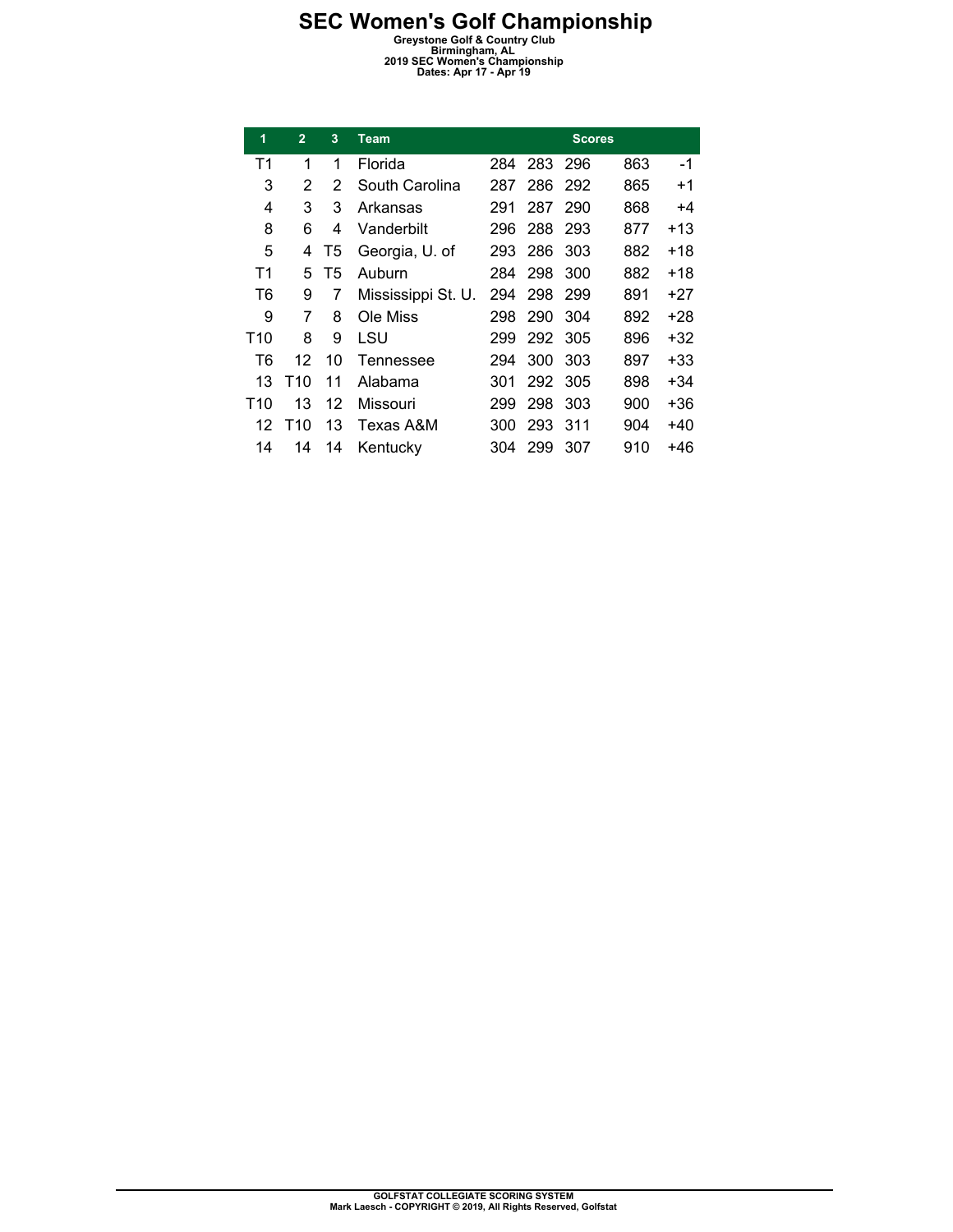# SEC Women's Golf Championship

**Greystone Golf & Country Club**
**Birmingham, AL**
**2019 SEC Women's Championship**
**Dates: Apr 17 - Apr 19**

| 1 | 2 | 3 | Team | Scores | | | | |
|---|---|---|---|---|---|---|---|---|
| T1 | 1 | 1 | Florida | 284 | 283 | 296 | 863 | -1 |
| 3 | 2 | 2 | South Carolina | 287 | 286 | 292 | 865 | +1 |
| 4 | 3 | 3 | Arkansas | 291 | 287 | 290 | 868 | +4 |
| 8 | 6 | 4 | Vanderbilt | 296 | 288 | 293 | 877 | +13 |
| 5 | 4 | T5 | Georgia, U. of | 293 | 286 | 303 | 882 | +18 |
| T1 | 5 | T5 | Auburn | 284 | 298 | 300 | 882 | +18 |
| T6 | 9 | 7 | Mississippi St. U. | 294 | 298 | 299 | 891 | +27 |
| 9 | 7 | 8 | Ole Miss | 298 | 290 | 304 | 892 | +28 |
| T10 | 8 | 9 | LSU | 299 | 292 | 305 | 896 | +32 |
| T6 | 12 | 10 | Tennessee | 294 | 300 | 303 | 897 | +33 |
| 13 | T10 | 11 | Alabama | 301 | 292 | 305 | 898 | +34 |
| T10 | 13 | 12 | Missouri | 299 | 298 | 303 | 900 | +36 |
| 12 | T10 | 13 | Texas A&M | 300 | 293 | 311 | 904 | +40 |
| 14 | 14 | 14 | Kentucky | 304 | 299 | 307 | 910 | +46 |

**GOLFSTAT COLLEGIATE SCORING SYSTEM**
**Mark Laesch - COPYRIGHT © 2019, All Rights Reserved, Golfstat**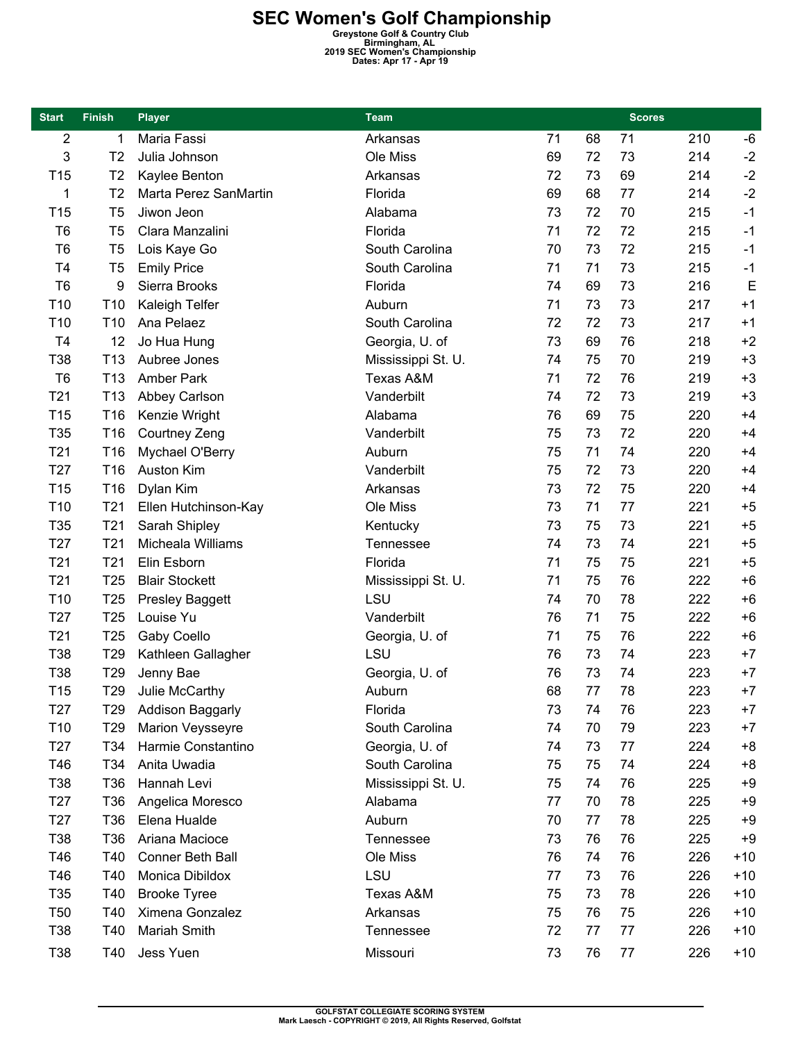# SEC Women's Golf Championship

**Greystone Golf & Country Club**
**Birmingham, AL**
**2019 SEC Women's Championship**
**Dates: Apr 17 - Apr 19**

| Start | Finish | Player | Team | Scores | | | | |
|---|---|---|---|---|---|---|---|---|
| 2 | 1 | Maria Fassi | Arkansas | 71 | 68 | 71 | 210 | -6 |
| 3 | T2 | Julia Johnson | Ole Miss | 69 | 72 | 73 | 214 | -2 |
| T15 | T2 | Kaylee Benton | Arkansas | 72 | 73 | 69 | 214 | -2 |
| 1 | T2 | Marta Perez SanMartin | Florida | 69 | 68 | 77 | 214 | -2 |
| T15 | T5 | Jiwon Jeon | Alabama | 73 | 72 | 70 | 215 | -1 |
| T6 | T5 | Clara Manzalini | Florida | 71 | 72 | 72 | 215 | -1 |
| T6 | T5 | Lois Kaye Go | South Carolina | 70 | 73 | 72 | 215 | -1 |
| T4 | T5 | Emily Price | South Carolina | 71 | 71 | 73 | 215 | -1 |
| T6 | 9 | Sierra Brooks | Florida | 74 | 69 | 73 | 216 | E |
| T10 | T10 | Kaleigh Telfer | Auburn | 71 | 73 | 73 | 217 | +1 |
| T10 | T10 | Ana Pelaez | South Carolina | 72 | 72 | 73 | 217 | +1 |
| T4 | 12 | Jo Hua Hung | Georgia, U. of | 73 | 69 | 76 | 218 | +2 |
| T38 | T13 | Aubree Jones | Mississippi St. U. | 74 | 75 | 70 | 219 | +3 |
| T6 | T13 | Amber Park | Texas A&M | 71 | 72 | 76 | 219 | +3 |
| T21 | T13 | Abbey Carlson | Vanderbilt | 74 | 72 | 73 | 219 | +3 |
| T15 | T16 | Kenzie Wright | Alabama | 76 | 69 | 75 | 220 | +4 |
| T35 | T16 | Courtney Zeng | Vanderbilt | 75 | 73 | 72 | 220 | +4 |
| T21 | T16 | Mychael O'Berry | Auburn | 75 | 71 | 74 | 220 | +4 |
| T27 | T16 | Auston Kim | Vanderbilt | 75 | 72 | 73 | 220 | +4 |
| T15 | T16 | Dylan Kim | Arkansas | 73 | 72 | 75 | 220 | +4 |
| T10 | T21 | Ellen Hutchinson-Kay | Ole Miss | 73 | 71 | 77 | 221 | +5 |
| T35 | T21 | Sarah Shipley | Kentucky | 73 | 75 | 73 | 221 | +5 |
| T27 | T21 | Micheala Williams | Tennessee | 74 | 73 | 74 | 221 | +5 |
| T21 | T21 | Elin Esborn | Florida | 71 | 75 | 75 | 221 | +5 |
| T21 | T25 | Blair Stockett | Mississippi St. U. | 71 | 75 | 76 | 222 | +6 |
| T10 | T25 | Presley Baggett | LSU | 74 | 70 | 78 | 222 | +6 |
| T27 | T25 | Louise Yu | Vanderbilt | 76 | 71 | 75 | 222 | +6 |
| T21 | T25 | Gaby Coello | Georgia, U. of | 71 | 75 | 76 | 222 | +6 |
| T38 | T29 | Kathleen Gallagher | LSU | 76 | 73 | 74 | 223 | +7 |
| T38 | T29 | Jenny Bae | Georgia, U. of | 76 | 73 | 74 | 223 | +7 |
| T15 | T29 | Julie McCarthy | Auburn | 68 | 77 | 78 | 223 | +7 |
| T27 | T29 | Addison Baggarly | Florida | 73 | 74 | 76 | 223 | +7 |
| T10 | T29 | Marion Veysseyre | South Carolina | 74 | 70 | 79 | 223 | +7 |
| T27 | T34 | Harmie Constantino | Georgia, U. of | 74 | 73 | 77 | 224 | +8 |
| T46 | T34 | Anita Uwadia | South Carolina | 75 | 75 | 74 | 224 | +8 |
| T38 | T36 | Hannah Levi | Mississippi St. U. | 75 | 74 | 76 | 225 | +9 |
| T27 | T36 | Angelica Moresco | Alabama | 77 | 70 | 78 | 225 | +9 |
| T27 | T36 | Elena Hualde | Auburn | 70 | 77 | 78 | 225 | +9 |
| T38 | T36 | Ariana Macioce | Tennessee | 73 | 76 | 76 | 225 | +9 |
| T46 | T40 | Conner Beth Ball | Ole Miss | 76 | 74 | 76 | 226 | +10 |
| T46 | T40 | Monica Dibildox | LSU | 77 | 73 | 76 | 226 | +10 |
| T35 | T40 | Brooke Tyree | Texas A&M | 75 | 73 | 78 | 226 | +10 |
| T50 | T40 | Ximena Gonzalez | Arkansas | 75 | 76 | 75 | 226 | +10 |
| T38 | T40 | Mariah Smith | Tennessee | 72 | 77 | 77 | 226 | +10 |
| T38 | T40 | Jess Yuen | Missouri | 73 | 76 | 77 | 226 | +10 |

GOLFSTAT COLLEGIATE SCORING SYSTEM
Mark Laesch - COPYRIGHT © 2019, All Rights Reserved, Golfstat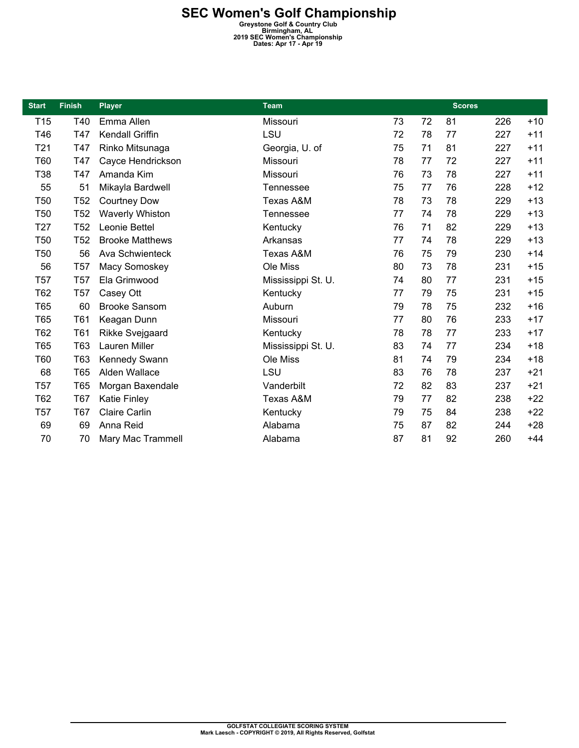# SEC Women's Golf Championship

**Greystone Golf & Country Club**
**Birmingham, AL**
**2019 SEC Women's Championship**
**Dates: Apr 17 - Apr 19**

| Start | Finish | Player | Team | Scores | | | | |
|---|---|---|---|---|---|---|---|---|
| T15 | T40 | Emma Allen | Missouri | 73 | 72 | 81 | 226 | +10 |
| T46 | T47 | Kendall Griffin | LSU | 72 | 78 | 77 | 227 | +11 |
| T21 | T47 | Rinko Mitsunaga | Georgia, U. of | 75 | 71 | 81 | 227 | +11 |
| T60 | T47 | Cayce Hendrickson | Missouri | 78 | 77 | 72 | 227 | +11 |
| T38 | T47 | Amanda Kim | Missouri | 76 | 73 | 78 | 227 | +11 |
| 55 | 51 | Mikayla Bardwell | Tennessee | 75 | 77 | 76 | 228 | +12 |
| T50 | T52 | Courtney Dow | Texas A&M | 78 | 73 | 78 | 229 | +13 |
| T50 | T52 | Waverly Whiston | Tennessee | 77 | 74 | 78 | 229 | +13 |
| T27 | T52 | Leonie Bettel | Kentucky | 76 | 71 | 82 | 229 | +13 |
| T50 | T52 | Brooke Matthews | Arkansas | 77 | 74 | 78 | 229 | +13 |
| T50 | 56 | Ava Schwienteck | Texas A&M | 76 | 75 | 79 | 230 | +14 |
| 56 | T57 | Macy Somoskey | Ole Miss | 80 | 73 | 78 | 231 | +15 |
| T57 | T57 | Ela Grimwood | Mississippi St. U. | 74 | 80 | 77 | 231 | +15 |
| T62 | T57 | Casey Ott | Kentucky | 77 | 79 | 75 | 231 | +15 |
| T65 | 60 | Brooke Sansom | Auburn | 79 | 78 | 75 | 232 | +16 |
| T65 | T61 | Keagan Dunn | Missouri | 77 | 80 | 76 | 233 | +17 |
| T62 | T61 | Rikke Svejgaard | Kentucky | 78 | 78 | 77 | 233 | +17 |
| T65 | T63 | Lauren Miller | Mississippi St. U. | 83 | 74 | 77 | 234 | +18 |
| T60 | T63 | Kennedy Swann | Ole Miss | 81 | 74 | 79 | 234 | +18 |
| 68 | T65 | Alden Wallace | LSU | 83 | 76 | 78 | 237 | +21 |
| T57 | T65 | Morgan Baxendale | Vanderbilt | 72 | 82 | 83 | 237 | +21 |
| T62 | T67 | Katie Finley | Texas A&M | 79 | 77 | 82 | 238 | +22 |
| T57 | T67 | Claire Carlin | Kentucky | 79 | 75 | 84 | 238 | +22 |
| 69 | 69 | Anna Reid | Alabama | 75 | 87 | 82 | 244 | +28 |
| 70 | 70 | Mary Mac Trammell | Alabama | 87 | 81 | 92 | 260 | +44 |

**GOLFSTAT COLLEGIATE SCORING SYSTEM**
**Mark Laesch - COPYRIGHT © 2019, All Rights Reserved, Golfstat**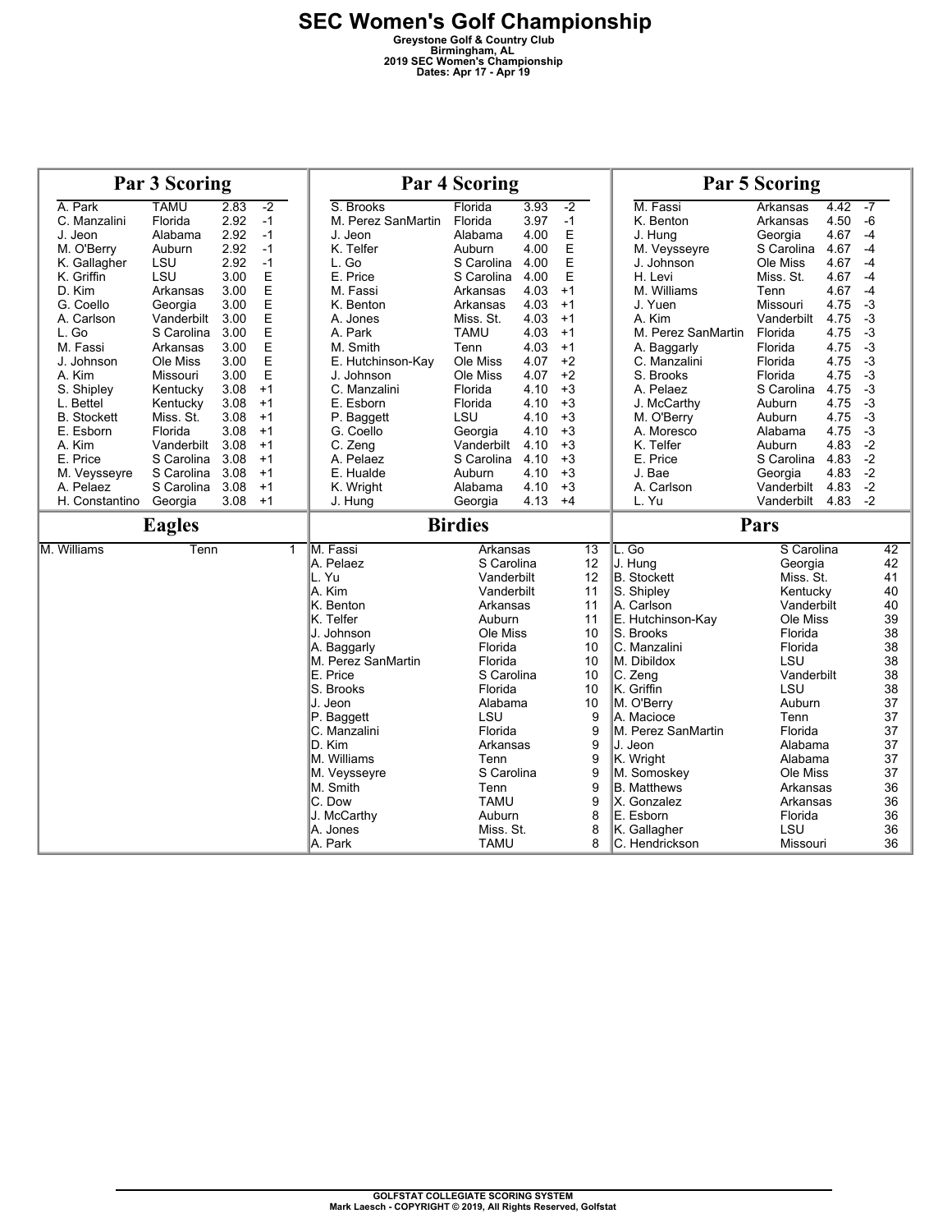# SEC Women's Golf Championship

**Greystone Golf & Country Club**
**Birmingham, AL**
**2019 SEC Women's Championship**
**Dates: Apr 17 - Apr 19**

## Par 3 Scoring

| | | | |
|---|---|---|---|
| A. Park | TAMU | 2.83 | -2 |
| C. Manzalini | Florida | 2.92 | -1 |
| J. Jeon | Alabama | 2.92 | -1 |
| M. O'Berry | Auburn | 2.92 | -1 |
| K. Gallagher | LSU | 2.92 | -1 |
| K. Griffin | LSU | 3.00 | E |
| D. Kim | Arkansas | 3.00 | E |
| G. Coello | Georgia | 3.00 | E |
| A. Carlson | Vanderbilt | 3.00 | E |
| L. Go | S Carolina | 3.00 | E |
| M. Fassi | Arkansas | 3.00 | E |
| J. Johnson | Ole Miss | 3.00 | E |
| A. Kim | Missouri | 3.00 | E |
| S. Shipley | Kentucky | 3.08 | +1 |
| L. Bettel | Kentucky | 3.08 | +1 |
| B. Stockett | Miss. St. | 3.08 | +1 |
| E. Esborn | Florida | 3.08 | +1 |
| A. Kim | Vanderbilt | 3.08 | +1 |
| E. Price | S Carolina | 3.08 | +1 |
| M. Veyssyere | S Carolina | 3.08 | +1 |
| A. Pelaez | S Carolina | 3.08 | +1 |
| H. Constantino | Georgia | 3.08 | +1 |

## Par 4 Scoring

| | | | |
|---|---|---|---|
| S. Brooks | Florida | 3.93 | -2 |
| M. Perez SanMartin | Florida | 3.97 | -1 |
| J. Jeon | Alabama | 4.00 | E |
| K. Telfer | Auburn | 4.00 | E |
| L. Go | S Carolina | 4.00 | E |
| E. Price | S Carolina | 4.00 | E |
| M. Fassi | Arkansas | 4.03 | +1 |
| K. Benton | Arkansas | 4.03 | +1 |
| A. Jones | Miss. St. | 4.03 | +1 |
| A. Park | TAMU | 4.03 | +1 |
| M. Smith | Tenn | 4.03 | +1 |
| E. Hutchinson-Kay | Ole Miss | 4.07 | +2 |
| J. Johnson | Ole Miss | 4.07 | +2 |
| C. Manzalini | Florida | 4.10 | +3 |
| E. Esborn | Florida | 4.10 | +3 |
| P. Baggett | LSU | 4.10 | +3 |
| G. Coello | Georgia | 4.10 | +3 |
| C. Zeng | Vanderbilt | 4.10 | +3 |
| A. Pelaez | S Carolina | 4.10 | +3 |
| E. Hualde | Auburn | 4.10 | +3 |
| K. Wright | Alabama | 4.10 | +3 |
| J. Hung | Georgia | 4.13 | +4 |

## Par 5 Scoring

| | | | |
|---|---|---|---|
| M. Fassi | Arkansas | 4.42 | -7 |
| K. Benton | Arkansas | 4.50 | -6 |
| J. Hung | Georgia | 4.67 | -4 |
| M. Veysseyre | S Carolina | 4.67 | -4 |
| J. Johnson | Ole Miss | 4.67 | -4 |
| H. Levi | Miss. St. | 4.67 | -4 |
| M. Williams | Tenn | 4.67 | -4 |
| J. Yuen | Missouri | 4.75 | -3 |
| A. Kim | Vanderbilt | 4.75 | -3 |
| M. Perez SanMartin | Florida | 4.75 | -3 |
| A. Baggarly | Florida | 4.75 | -3 |
| C. Manzalini | Florida | 4.75 | -3 |
| S. Brooks | Florida | 4.75 | -3 |
| A. Pelaez | S Carolina | 4.75 | -3 |
| J. McCarthy | Auburn | 4.75 | -3 |
| M. O'Berry | Auburn | 4.75 | -3 |
| A. Moresco | Alabama | 4.75 | -3 |
| K. Telfer | Auburn | 4.83 | -2 |
| E. Price | S Carolina | 4.83 | -2 |
| J. Bae | Georgia | 4.83 | -2 |
| A. Carlson | Vanderbilt | 4.83 | -2 |
| L. Yu | Vanderbilt | 4.83 | -2 |

## Eagles

| | | |
|---|---|---|
| M. Williams | Tenn | 1 |

## Birdies

| | | |
|---|---|---|
| M. Fassi | Arkansas | 13 |
| A. Pelaez | S Carolina | 12 |
| L. Yu | Vanderbilt | 12 |
| A. Kim | Vanderbilt | 11 |
| K. Benton | Arkansas | 11 |
| K. Telfer | Auburn | 11 |
| J. Johnson | Ole Miss | 10 |
| A. Baggarly | Florida | 10 |
| M. Perez SanMartin | Florida | 10 |
| E. Price | S Carolina | 10 |
| S. Brooks | Florida | 10 |
| J. Jeon | Alabama | 10 |
| P. Baggett | LSU | 9 |
| C. Manzalini | Florida | 9 |
| D. Kim | Arkansas | 9 |
| M. Williams | Tenn | 9 |
| M. Veysseyre | S Carolina | 9 |
| M. Smith | Tenn | 9 |
| C. Dow | TAMU | 9 |
| J. McCarthy | Auburn | 8 |
| A. Jones | Miss. St. | 8 |
| A. Park | TAMU | 8 |

## Pars

| | | |
|---|---|---|
| L. Go | S Carolina | 42 |
| J. Hung | Georgia | 42 |
| B. Stockett | Miss. St. | 41 |
| S. Shipley | Kentucky | 40 |
| A. Carlson | Vanderbilt | 40 |
| E. Hutchinson-Kay | Ole Miss | 39 |
| S. Brooks | Florida | 38 |
| C. Manzalini | Florida | 38 |
| M. Dibildox | LSU | 38 |
| C. Zeng | Vanderbilt | 38 |
| K. Griffin | LSU | 38 |
| M. O'Berry | Auburn | 37 |
| A. Macioce | Tenn | 37 |
| M. Perez SanMartin | Florida | 37 |
| J. Jeon | Alabama | 37 |
| K. Wright | Alabama | 37 |
| M. Somoskey | Ole Miss | 37 |
| B. Matthews | Arkansas | 36 |
| X. Gonzalez | Arkansas | 36 |
| E. Esborn | Florida | 36 |
| K. Gallagher | LSU | 36 |
| C. Hendrickson | Missouri | 36 |

GOLFSTAT COLLEGIATE SCORING SYSTEM
Mark Laesch - COPYRIGHT © 2019, All Rights Reserved, Golfstat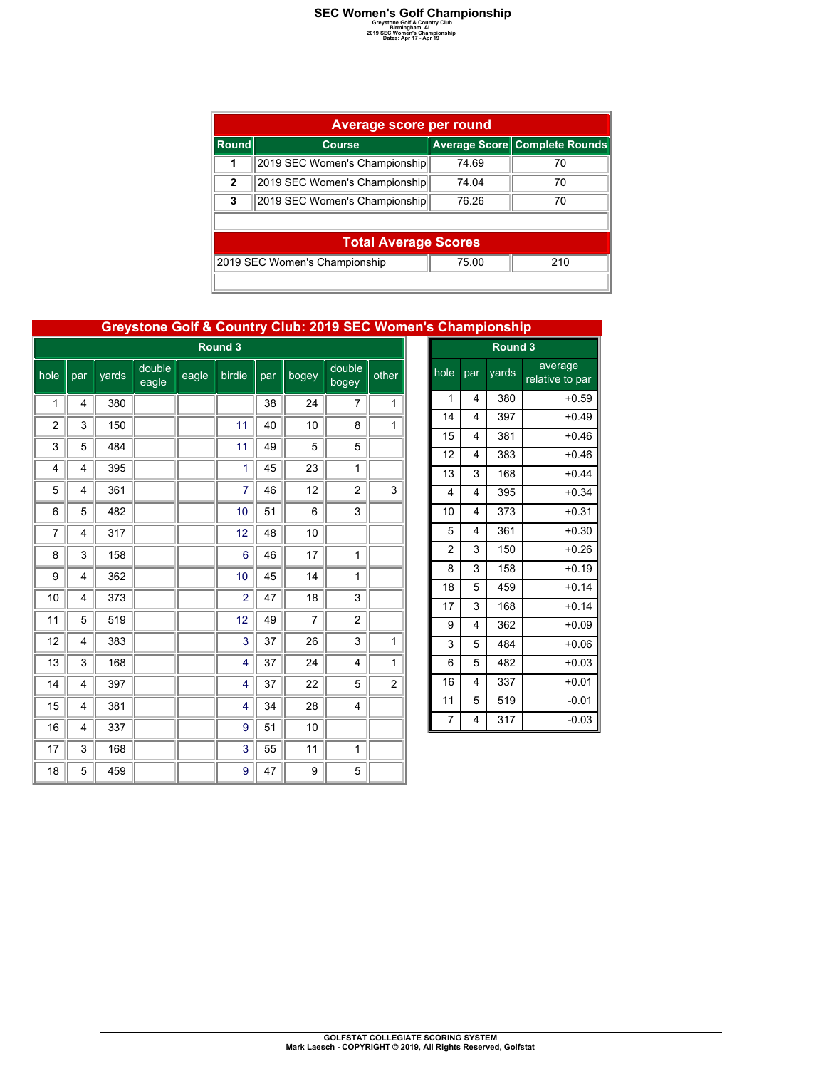# SEC Women's Golf Championship

Greystone Golf & Country Club
Birmingham, AL
2019 SEC Women's Championship
Dates: Apr 17 - Apr 19

| Average score per round | | | |
|---|---|---|---|
| **Round** | **Course** | **Average Score** | **Complete Rounds** |
| 1 | 2019 SEC Women's Championship | 74.69 | 70 |
| 2 | 2019 SEC Women's Championship | 74.04 | 70 |
| 3 | 2019 SEC Women's Championship | 76.26 | 70 |

| Total Average Scores | | |
|---|---|---|
| 2019 SEC Women's Championship | 75.00 | 210 |

## Greystone Golf & Country Club: 2019 SEC Women's Championship

| Round 3 | | | | | | | | | |
|---|---|---|---|---|---|---|---|---|---|
| hole | par | yards | double eagle | eagle | birdie | par | bogey | double bogey | other |
| 1 | 4 | 380 | | | | 38 | 24 | 7 | 1 |
| 2 | 3 | 150 | | | 11 | 40 | 10 | 8 | 1 |
| 3 | 5 | 484 | | | 11 | 49 | 5 | 5 | |
| 4 | 4 | 395 | | | 1 | 45 | 23 | 1 | |
| 5 | 4 | 361 | | | 7 | 46 | 12 | 2 | 3 |
| 6 | 5 | 482 | | | 10 | 51 | 6 | 3 | |
| 7 | 4 | 317 | | | 12 | 48 | 10 | | |
| 8 | 3 | 158 | | | 6 | 46 | 17 | 1 | |
| 9 | 4 | 362 | | | 10 | 45 | 14 | 1 | |
| 10 | 4 | 373 | | | 2 | 47 | 18 | 3 | |
| 11 | 5 | 519 | | | 12 | 49 | 7 | 2 | |
| 12 | 4 | 383 | | | 3 | 37 | 26 | 3 | 1 |
| 13 | 3 | 168 | | | 4 | 37 | 24 | 4 | 1 |
| 14 | 4 | 397 | | | 4 | 37 | 22 | 5 | 2 |
| 15 | 4 | 381 | | | 4 | 34 | 28 | 4 | |
| 16 | 4 | 337 | | | 9 | 51 | 10 | | |
| 17 | 3 | 168 | | | 3 | 55 | 11 | 1 | |
| 18 | 5 | 459 | | | 9 | 47 | 9 | 5 | |

| Round 3 | | | |
|---|---|---|---|
| hole | par | yards | average relative to par |
| 1 | 4 | 380 | +0.59 |
| 14 | 4 | 397 | +0.49 |
| 15 | 4 | 381 | +0.46 |
| 12 | 4 | 383 | +0.46 |
| 13 | 3 | 168 | +0.44 |
| 4 | 4 | 395 | +0.34 |
| 10 | 4 | 373 | +0.31 |
| 5 | 4 | 361 | +0.30 |
| 2 | 3 | 150 | +0.26 |
| 8 | 3 | 158 | +0.19 |
| 18 | 5 | 459 | +0.14 |
| 17 | 3 | 168 | +0.14 |
| 9 | 4 | 362 | +0.09 |
| 3 | 5 | 484 | +0.06 |
| 6 | 5 | 482 | +0.03 |
| 16 | 4 | 337 | +0.01 |
| 11 | 5 | 519 | -0.01 |
| 7 | 4 | 317 | -0.03 |

GOLFSTAT COLLEGIATE SCORING SYSTEM
Mark Laesch - COPYRIGHT © 2019, All Rights Reserved, Golfstat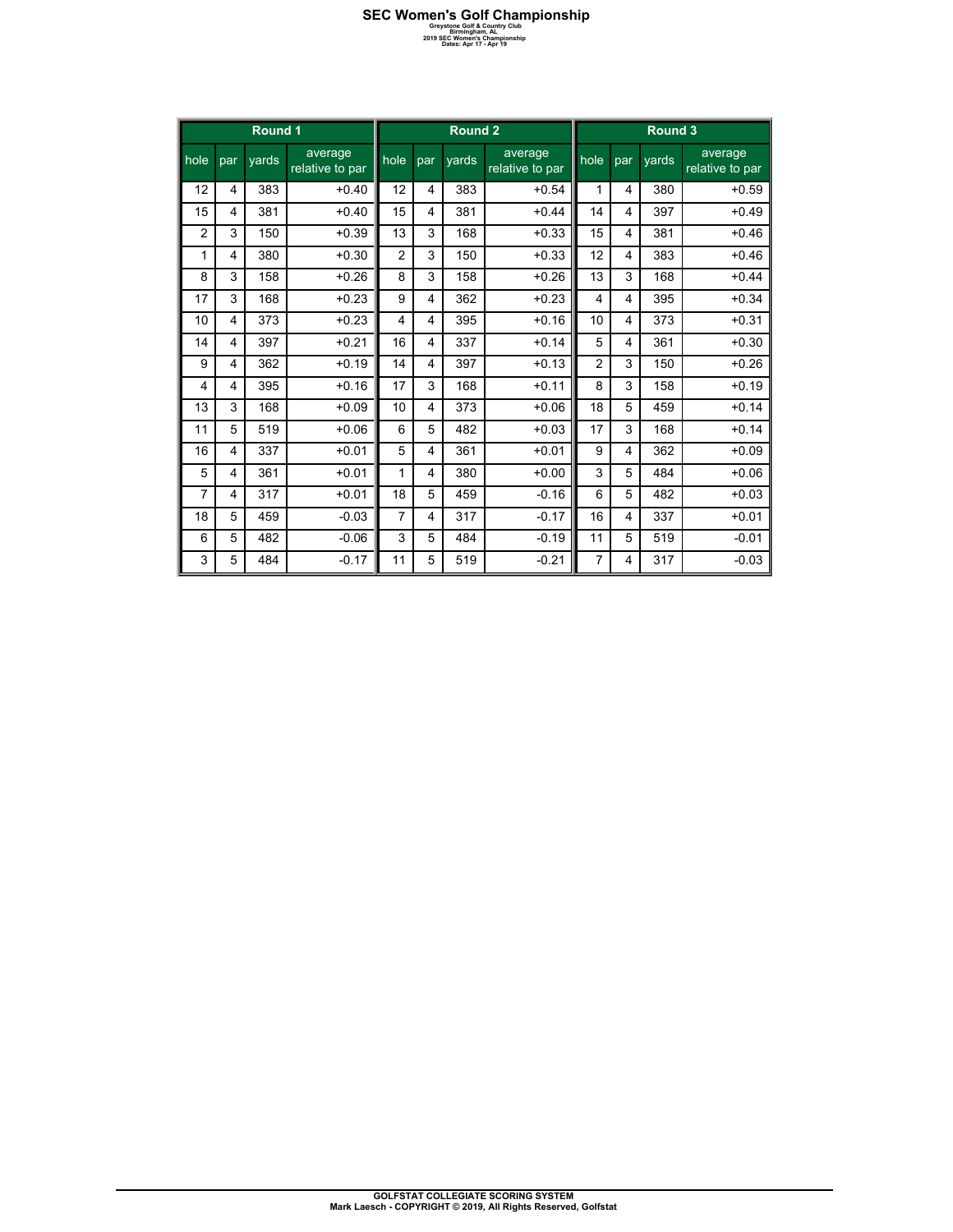# SEC Women's Golf Championship

**Greystone Golf & Country Club**
**Birmingham, AL**
**2019 SEC Women's Championship**
**Dates: Apr 17 - Apr 19**

| Round 1 | | | | Round 2 | | | | Round 3 | | | |
|---|---|---|---|---|---|---|---|---|---|---|---|
| hole | par | yards | average relative to par | hole | par | yards | average relative to par | hole | par | yards | average relative to par |
| 12 | 4 | 383 | +0.40 | 12 | 4 | 383 | +0.54 | 1 | 4 | 380 | +0.59 |
| 15 | 4 | 381 | +0.40 | 15 | 4 | 381 | +0.44 | 14 | 4 | 397 | +0.49 |
| 2 | 3 | 150 | +0.39 | 13 | 3 | 168 | +0.33 | 15 | 4 | 381 | +0.46 |
| 1 | 4 | 380 | +0.30 | 2 | 3 | 150 | +0.33 | 12 | 4 | 383 | +0.46 |
| 8 | 3 | 158 | +0.26 | 8 | 3 | 158 | +0.26 | 13 | 3 | 168 | +0.44 |
| 17 | 3 | 168 | +0.23 | 9 | 4 | 362 | +0.23 | 4 | 4 | 395 | +0.34 |
| 10 | 4 | 373 | +0.23 | 4 | 4 | 395 | +0.16 | 10 | 4 | 373 | +0.31 |
| 14 | 4 | 397 | +0.21 | 16 | 4 | 337 | +0.14 | 5 | 4 | 361 | +0.30 |
| 9 | 4 | 362 | +0.19 | 14 | 4 | 397 | +0.13 | 2 | 3 | 150 | +0.26 |
| 4 | 4 | 395 | +0.16 | 17 | 3 | 168 | +0.11 | 8 | 3 | 158 | +0.19 |
| 13 | 3 | 168 | +0.09 | 10 | 4 | 373 | +0.06 | 18 | 5 | 459 | +0.14 |
| 11 | 5 | 519 | +0.06 | 6 | 5 | 482 | +0.03 | 17 | 3 | 168 | +0.14 |
| 16 | 4 | 337 | +0.01 | 5 | 4 | 361 | +0.01 | 9 | 4 | 362 | +0.09 |
| 5 | 4 | 361 | +0.01 | 1 | 4 | 380 | +0.00 | 3 | 5 | 484 | +0.06 |
| 7 | 4 | 317 | +0.01 | 18 | 5 | 459 | -0.16 | 6 | 5 | 482 | +0.03 |
| 18 | 5 | 459 | -0.03 | 7 | 4 | 317 | -0.17 | 16 | 4 | 337 | +0.01 |
| 6 | 5 | 482 | -0.06 | 3 | 5 | 484 | -0.19 | 11 | 5 | 519 | -0.01 |
| 3 | 5 | 484 | -0.17 | 11 | 5 | 519 | -0.21 | 7 | 4 | 317 | -0.03 |

**GOLFSTAT COLLEGIATE SCORING SYSTEM**
**Mark Laesch - COPYRIGHT © 2019, All Rights Reserved, Golfstat**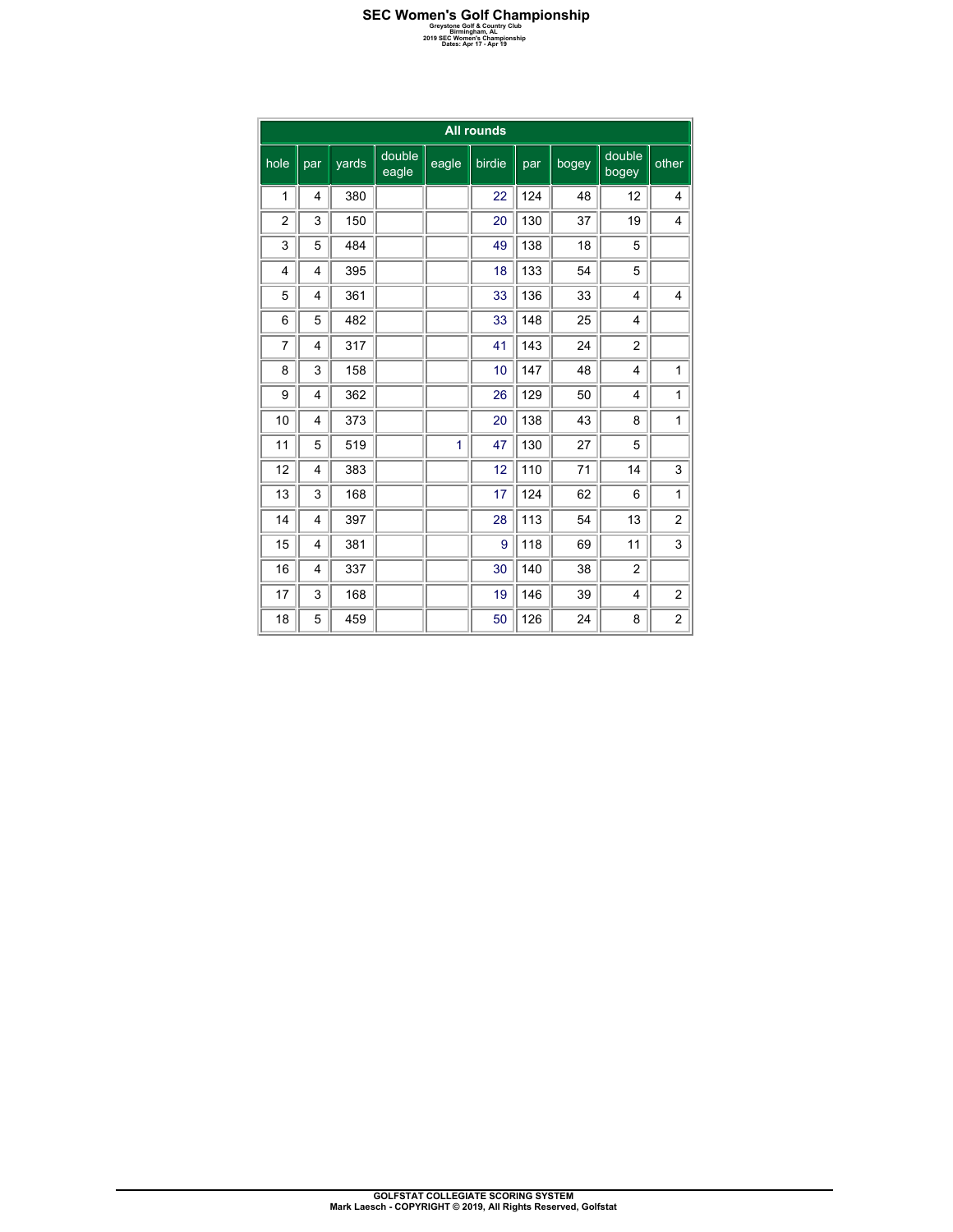# SEC Women's Golf Championship

**Greystone Golf & Country Club**
**Birmingham, AL**
**2019 SEC Women's Championship**
**Dates: Apr 17 - Apr 19**

| All rounds | | | | | | | | | |
|---|---|---|---|---|---|---|---|---|---|
| hole | par | yards | double eagle | eagle | birdie | par | bogey | double bogey | other |
| 1 | 4 | 380 | | | 22 | 124 | 48 | 12 | 4 |
| 2 | 3 | 150 | | | 20 | 130 | 37 | 19 | 4 |
| 3 | 5 | 484 | | | 49 | 138 | 18 | 5 | |
| 4 | 4 | 395 | | | 18 | 133 | 54 | 5 | |
| 5 | 4 | 361 | | | 33 | 136 | 33 | 4 | 4 |
| 6 | 5 | 482 | | | 33 | 148 | 25 | 4 | |
| 7 | 4 | 317 | | | 41 | 143 | 24 | 2 | |
| 8 | 3 | 158 | | | 10 | 147 | 48 | 4 | 1 |
| 9 | 4 | 362 | | | 26 | 129 | 50 | 4 | 1 |
| 10 | 4 | 373 | | | 20 | 138 | 43 | 8 | 1 |
| 11 | 5 | 519 | | 1 | 47 | 130 | 27 | 5 | |
| 12 | 4 | 383 | | | 12 | 110 | 71 | 14 | 3 |
| 13 | 3 | 168 | | | 17 | 124 | 62 | 6 | 1 |
| 14 | 4 | 397 | | | 28 | 113 | 54 | 13 | 2 |
| 15 | 4 | 381 | | | 9 | 118 | 69 | 11 | 3 |
| 16 | 4 | 337 | | | 30 | 140 | 38 | 2 | |
| 17 | 3 | 168 | | | 19 | 146 | 39 | 4 | 2 |
| 18 | 5 | 459 | | | 50 | 126 | 24 | 8 | 2 |

**GOLFSTAT COLLEGIATE SCORING SYSTEM**
**Mark Laesch - COPYRIGHT © 2019, All Rights Reserved, Golfstat**